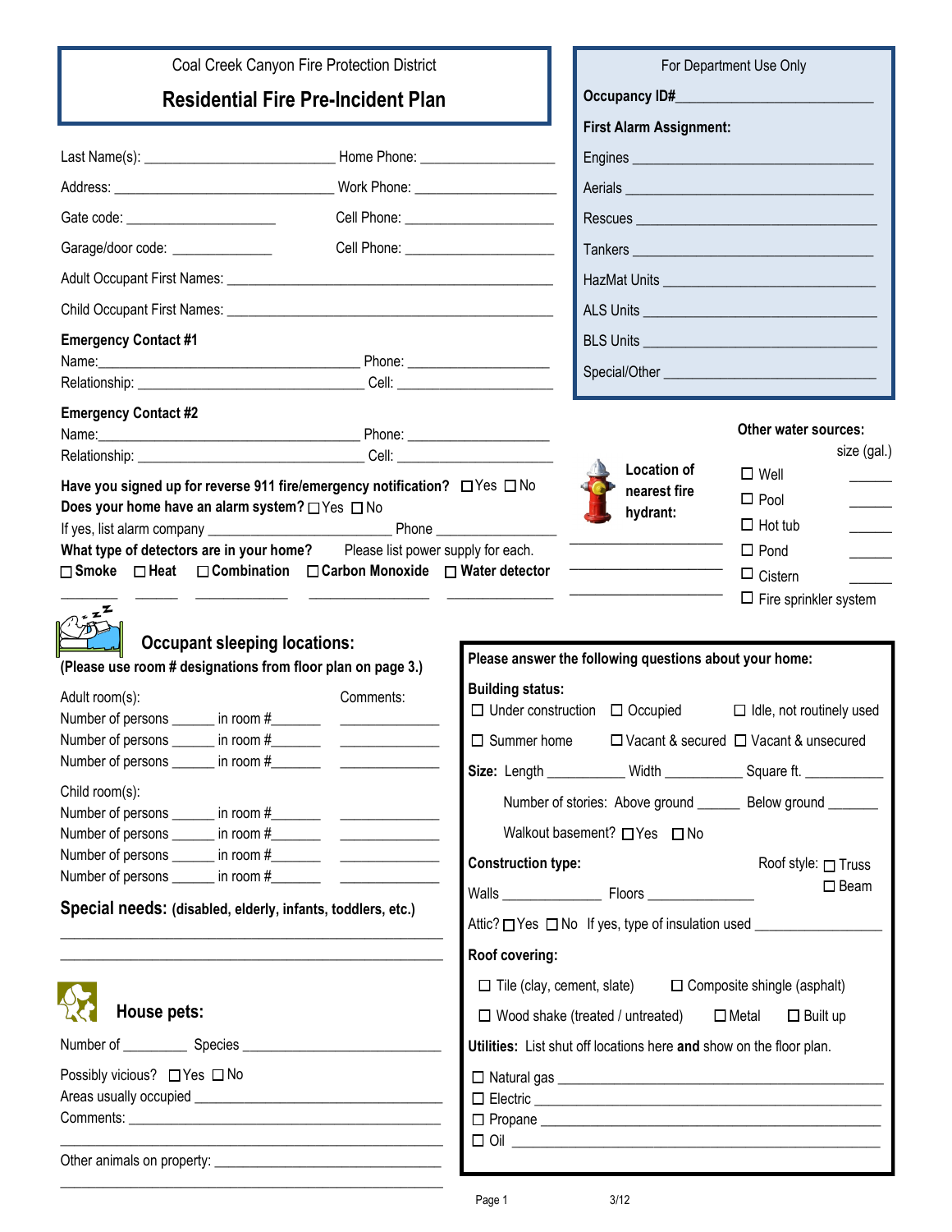Coal Creek Canyon Fire Protection District

# Residential Fire Pre-Incident Plan

Last Name(s): ________________________ Home Phone: ____________________

Address: ____________________________ Work Phone: ____________________

Gate code: ____________________ Cell Phone: ____________________

Garage/door code: ______________ Cell Phone: ____________________

Adult Occupant First Names: ______________________________________________

Child Occupant First Names: ______________________________________________

**Emergency Contact #1**

Name: ________________________________ Phone: ____________________

Relationship: ____________________________ Cell: ____________________

**Emergency Contact #2**

Name: ________________________________ Phone: ____________________

Relationship: ____________________________ Cell: ____________________

**Have you signed up for reverse 911 fire/emergency notification?** ☐ Yes ☐ No

**Does your home have an alarm system?** ☐ Yes ☐ No

If yes, list alarm company ________________________ Phone ________________

**What type of detectors are in your home?** Please list power supply for each.

☐ **Smoke** ☐ **Heat** ☐ **Combination** ☐ **Carbon Monoxide** ☐ **Water detector**

________ ________ ____________ ______________ ____________

## For Department Use Only

**Occupancy ID#**__________________________

**First Alarm Assignment:**

Engines ______________________________

Aerials ______________________________

Rescues ______________________________

Tankers ______________________________

HazMat Units __________________________

ALS Units ____________________________

BLS Units ____________________________

Special/Other __________________________

**Location of nearest fire hydrant:**

____________________

____________________

____________________

**Other water sources:**

| | size (gal.) |
|---|---|
| ☐ Well | ______ |
| ☐ Pool | ______ |
| ☐ Hot tub | ______ |
| ☐ Pond | ______ |
| ☐ Cistern | ______ |
| ☐ Fire sprinkler system | |

## Occupant sleeping locations:

**(Please use room # designations from floor plan on page 3.)**

Adult room(s): Comments:

Number of persons ______ in room #_______ ______________

Number of persons ______ in room #_______ ______________

Number of persons ______ in room #_______ ______________

Child room(s):

Number of persons ______ in room #_______ ______________

Number of persons ______ in room #_______ ______________

Number of persons ______ in room #_______ ______________

Number of persons ______ in room #_______ ______________

## Special needs: (disabled, elderly, infants, toddlers, etc.)

__________________________________________________

__________________________________________________

## House pets:

Number of _________ Species __________________________

Possibly vicious? ☐ Yes ☐ No

Areas usually occupied ______________________________

Comments: ______________________________________

__________________________________________________

Other animals on property: __________________________

__________________________________________________

**Please answer the following questions about your home:**

**Building status:**

☐ Under construction ☐ Occupied ☐ Idle, not routinely used

☐ Summer home ☐ Vacant & secured ☐ Vacant & unsecured

**Size:** Length ___________ Width ___________ Square ft. ___________

Number of stories: Above ground ______ Below ground _______

Walkout basement? ☐ Yes ☐ No

**Construction type:** Roof style: ☐ Truss ☐ Beam

Walls ______________ Floors ______________

Attic? ☐ Yes ☐ No If yes, type of insulation used _________________

**Roof covering:**

☐ Tile (clay, cement, slate) ☐ Composite shingle (asphalt)

☐ Wood shake (treated / untreated) ☐ Metal ☐ Built up

**Utilities:** List shut off locations here **and** show on the floor plan.

☐ Natural gas ________________________________________

☐ Electric __________________________________________

☐ Propane __________________________________________

☐ Oil ______________________________________________

3/12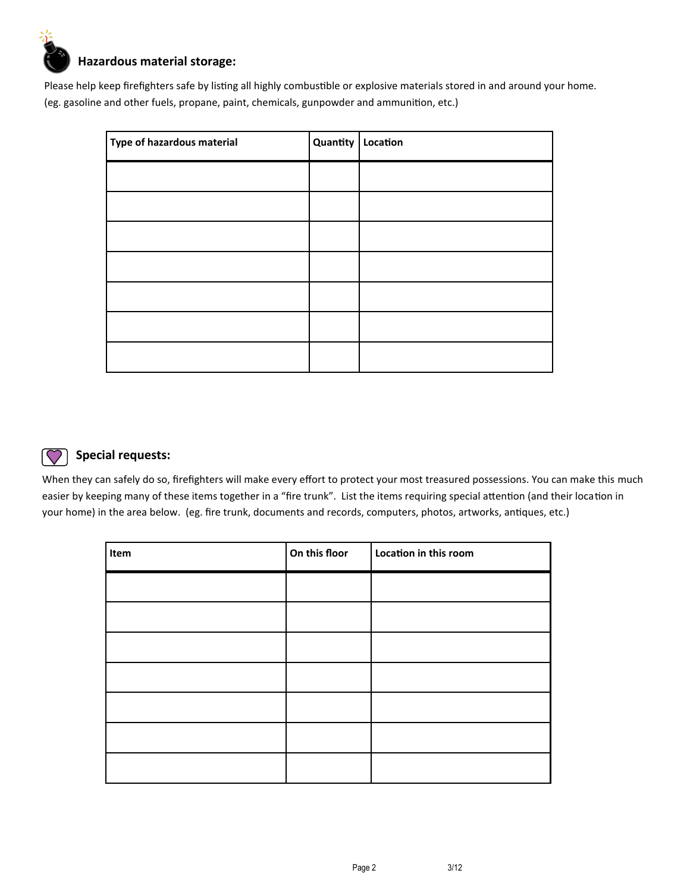## Hazardous material storage:

Please help keep firefighters safe by listing all highly combustible or explosive materials stored in and around your home. (eg. gasoline and other fuels, propane, paint, chemicals, gunpowder and ammunition, etc.)

| Type of hazardous material | Quantity | Location |
| --- | --- | --- |
| | | |
| | | |
| | | |
| | | |
| | | |
| | | |
| | | |

## Special requests:

When they can safely do so, firefighters will make every effort to protect your most treasured possessions. You can make this much easier by keeping many of these items together in a "fire trunk". List the items requiring special attention (and their location in your home) in the area below. (eg. fire trunk, documents and records, computers, photos, artworks, antiques, etc.)

| Item | On this floor | Location in this room |
| --- | --- | --- |
| | | |
| | | |
| | | |
| | | |
| | | |
| | | |
| | | |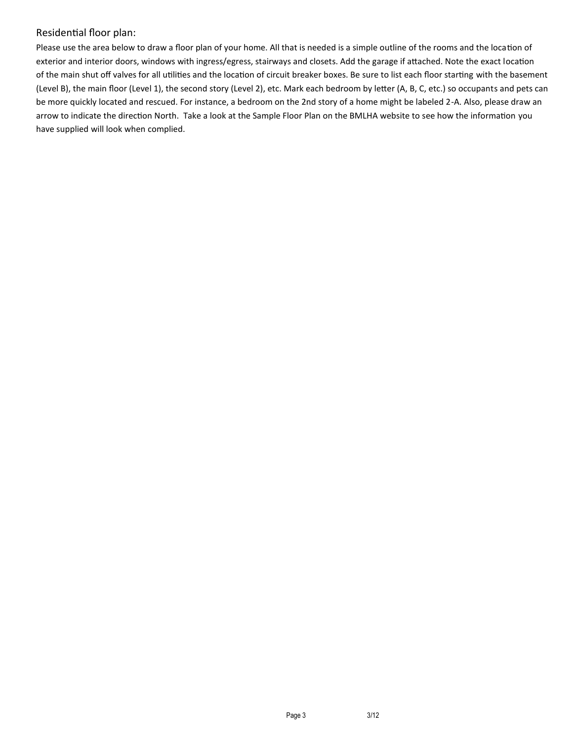## Residential floor plan:

Please use the area below to draw a floor plan of your home. All that is needed is a simple outline of the rooms and the location of exterior and interior doors, windows with ingress/egress, stairways and closets. Add the garage if attached. Note the exact location of the main shut off valves for all utilities and the location of circuit breaker boxes. Be sure to list each floor starting with the basement (Level B), the main floor (Level 1), the second story (Level 2), etc. Mark each bedroom by letter (A, B, C, etc.) so occupants and pets can be more quickly located and rescued. For instance, a bedroom on the 2nd story of a home might be labeled 2-A. Also, please draw an arrow to indicate the direction North. Take a look at the Sample Floor Plan on the BMLHA website to see how the information you have supplied will look when complied.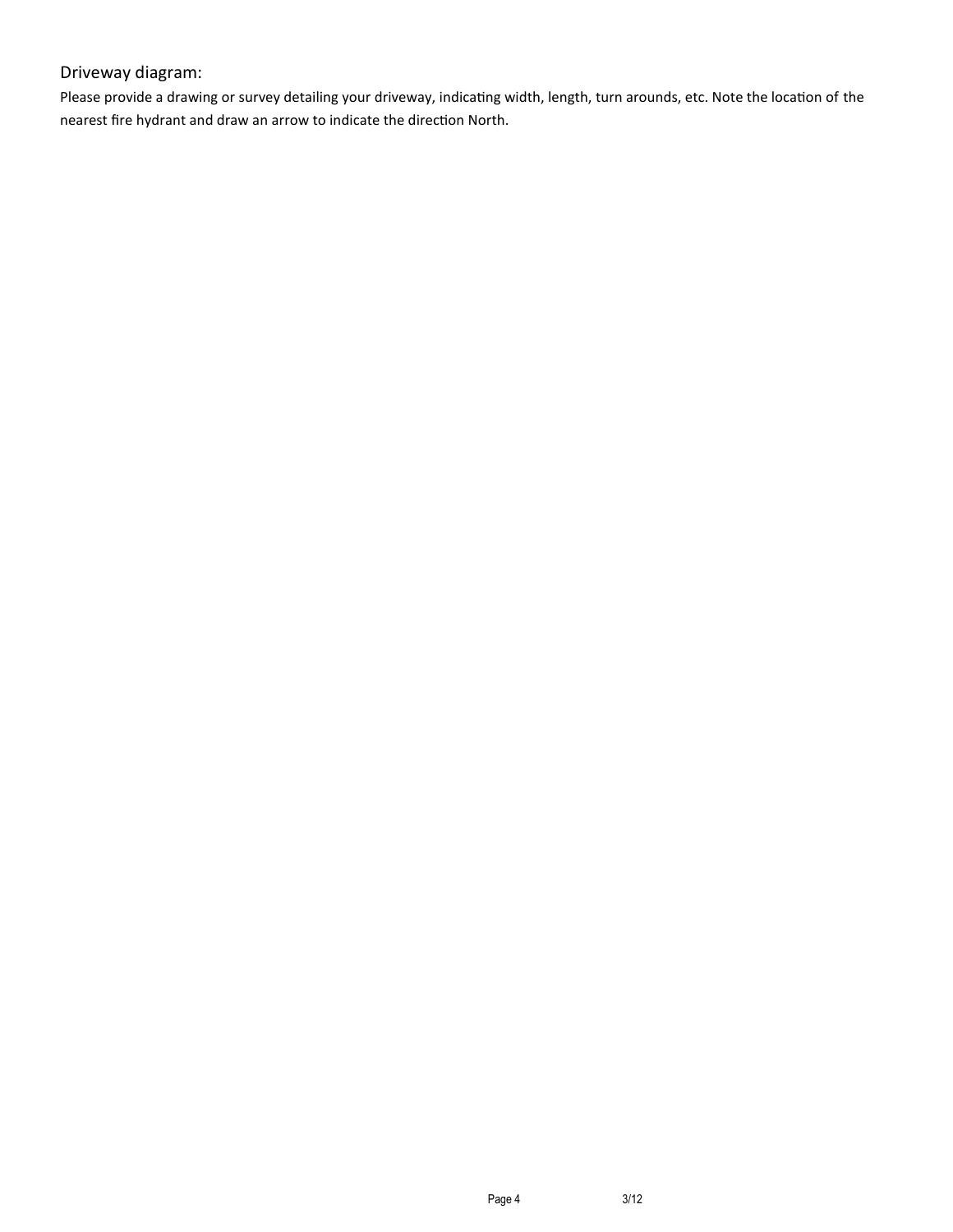## Driveway diagram:

Please provide a drawing or survey detailing your driveway, indicating width, length, turn arounds, etc. Note the location of the nearest fire hydrant and draw an arrow to indicate the direction North.